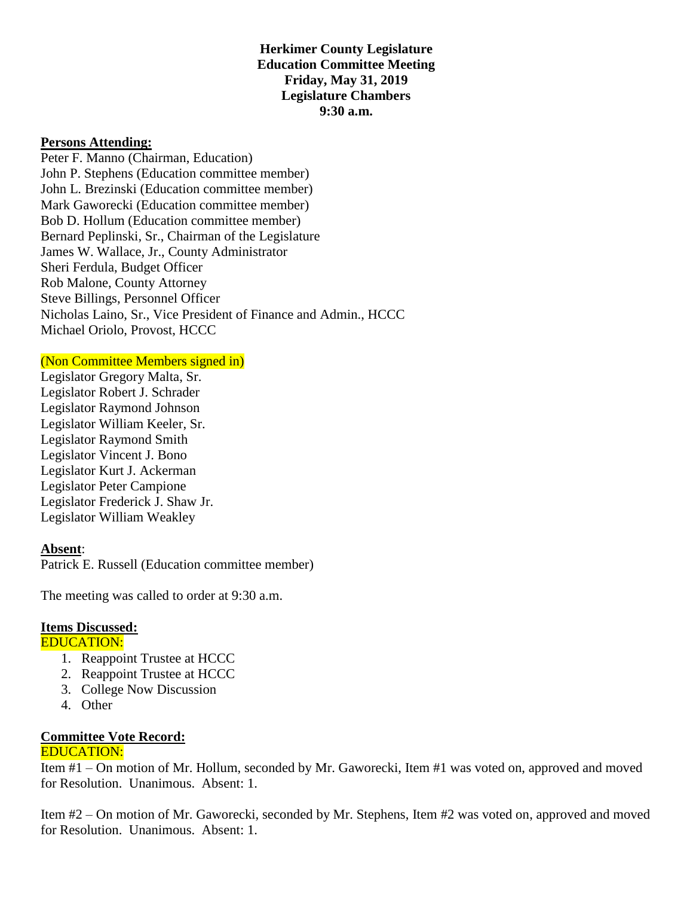**Herkimer County Legislature**
**Education Committee Meeting**
**Friday, May 31, 2019**
**Legislature Chambers**
**9:30 a.m.**

**Persons Attending:**

Peter F. Manno (Chairman, Education)
John P. Stephens (Education committee member)
John L. Brezinski (Education committee member)
Mark Gaworecki (Education committee member)
Bob D. Hollum (Education committee member)
Bernard Peplinski, Sr., Chairman of the Legislature
James W. Wallace, Jr., County Administrator
Sheri Ferdula, Budget Officer
Rob Malone, County Attorney
Steve Billings, Personnel Officer
Nicholas Laino, Sr., Vice President of Finance and Admin., HCCC
Michael Oriolo, Provost, HCCC

(Non Committee Members signed in)

Legislator Gregory Malta, Sr.
Legislator Robert J. Schrader
Legislator Raymond Johnson
Legislator William Keeler, Sr.
Legislator Raymond Smith
Legislator Vincent J. Bono
Legislator Kurt J. Ackerman
Legislator Peter Campione
Legislator Frederick J. Shaw Jr.
Legislator William Weakley

**Absent**:

Patrick E. Russell (Education committee member)

The meeting was called to order at 9:30 a.m.

**Items Discussed:**

EDUCATION:

1. Reappoint Trustee at HCCC
2. Reappoint Trustee at HCCC
3. College Now Discussion
4. Other

**Committee Vote Record:**

EDUCATION:

Item #1 – On motion of Mr. Hollum, seconded by Mr. Gaworecki, Item #1 was voted on, approved and moved for Resolution. Unanimous. Absent: 1.

Item #2 – On motion of Mr. Gaworecki, seconded by Mr. Stephens, Item #2 was voted on, approved and moved for Resolution. Unanimous. Absent: 1.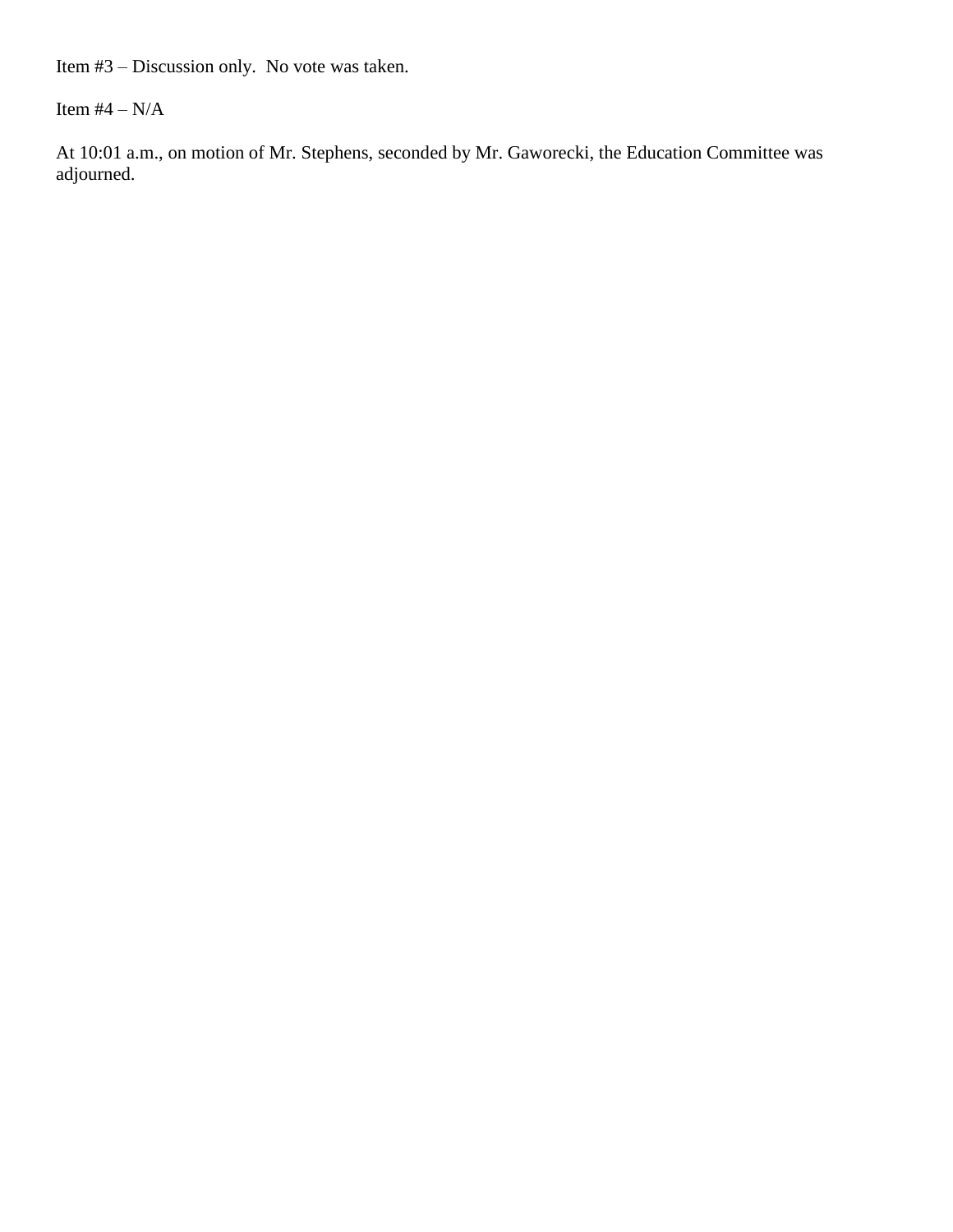Item #3 – Discussion only. No vote was taken.

Item #4 – N/A

At 10:01 a.m., on motion of Mr. Stephens, seconded by Mr. Gaworecki, the Education Committee was adjourned.